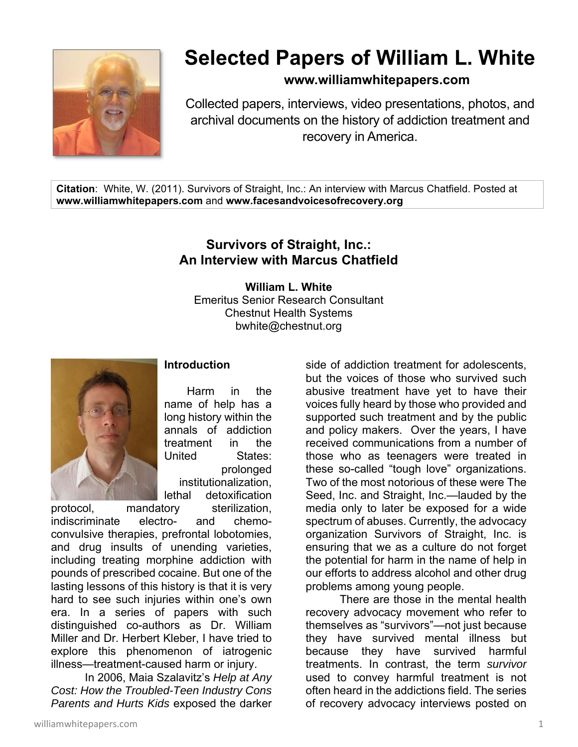# Selected Papers of William L. White

**www.williamwhitepapers.com**

Collected papers, interviews, video presentations, photos, and archival documents on the history of addiction treatment and recovery in America.

**Citation**: White, W. (2011). Survivors of Straight, Inc.: An interview with Marcus Chatfield. Posted at **www.williamwhitepapers.com** and **www.facesandvoicesofrecovery.org**

## Survivors of Straight, Inc.: An Interview with Marcus Chatfield

**William L. White**
Emeritus Senior Research Consultant
Chestnut Health Systems
bwhite@chestnut.org

### Introduction

Harm in the name of help has a long history within the annals of addiction treatment in the United States: prolonged institutionalization, lethal detoxification protocol, mandatory sterilization, indiscriminate electro- and chemo-convulsive therapies, prefrontal lobotomies, and drug insults of unending varieties, including treating morphine addiction with pounds of prescribed cocaine. But one of the lasting lessons of this history is that it is very hard to see such injuries within one's own era. In a series of papers with such distinguished co-authors as Dr. William Miller and Dr. Herbert Kleber, I have tried to explore this phenomenon of iatrogenic illness—treatment-caused harm or injury.

In 2006, Maia Szalavitz's *Help at Any Cost: How the Troubled-Teen Industry Cons Parents and Hurts Kids* exposed the darker side of addiction treatment for adolescents, but the voices of those who survived such abusive treatment have yet to have their voices fully heard by those who provided and supported such treatment and by the public and policy makers. Over the years, I have received communications from a number of those who as teenagers were treated in these so-called "tough love" organizations. Two of the most notorious of these were The Seed, Inc. and Straight, Inc.—lauded by the media only to later be exposed for a wide spectrum of abuses. Currently, the advocacy organization Survivors of Straight, Inc. is ensuring that we as a culture do not forget the potential for harm in the name of help in our efforts to address alcohol and other drug problems among young people.

There are those in the mental health recovery advocacy movement who refer to themselves as "survivors"—not just because they have survived mental illness but because they have survived harmful treatments. In contrast, the term *survivor* used to convey harmful treatment is not often heard in the addictions field. The series of recovery advocacy interviews posted on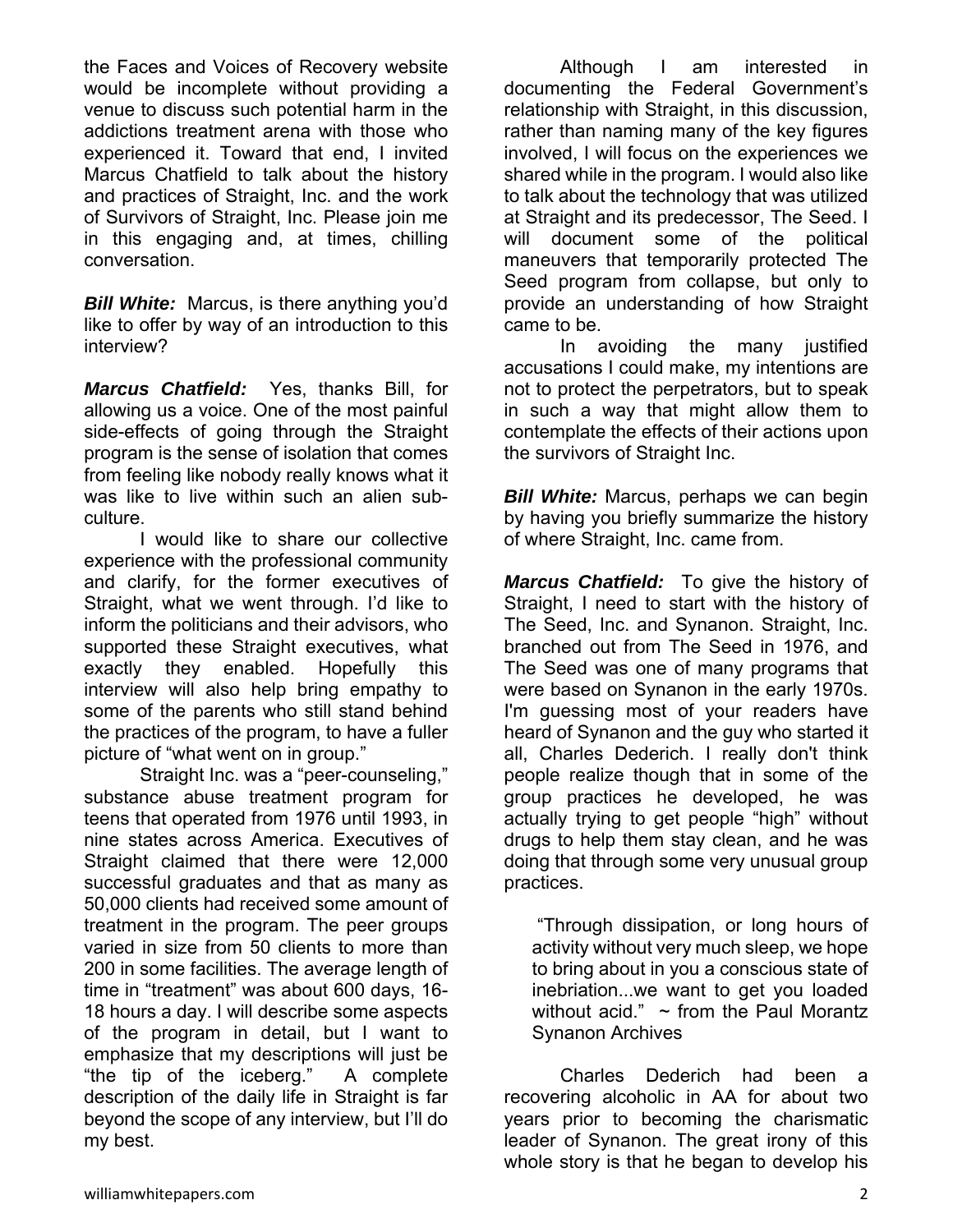the Faces and Voices of Recovery website would be incomplete without providing a venue to discuss such potential harm in the addictions treatment arena with those who experienced it. Toward that end, I invited Marcus Chatfield to talk about the history and practices of Straight, Inc. and the work of Survivors of Straight, Inc. Please join me in this engaging and, at times, chilling conversation.

***Bill White:*** Marcus, is there anything you'd like to offer by way of an introduction to this interview?

***Marcus Chatfield:*** Yes, thanks Bill, for allowing us a voice. One of the most painful side-effects of going through the Straight program is the sense of isolation that comes from feeling like nobody really knows what it was like to live within such an alien sub-culture.

I would like to share our collective experience with the professional community and clarify, for the former executives of Straight, what we went through. I'd like to inform the politicians and their advisors, who supported these Straight executives, what exactly they enabled. Hopefully this interview will also help bring empathy to some of the parents who still stand behind the practices of the program, to have a fuller picture of "what went on in group."

Straight Inc. was a "peer-counseling," substance abuse treatment program for teens that operated from 1976 until 1993, in nine states across America. Executives of Straight claimed that there were 12,000 successful graduates and that as many as 50,000 clients had received some amount of treatment in the program. The peer groups varied in size from 50 clients to more than 200 in some facilities. The average length of time in "treatment" was about 600 days, 16-18 hours a day. I will describe some aspects of the program in detail, but I want to emphasize that my descriptions will just be "the tip of the iceberg." A complete description of the daily life in Straight is far beyond the scope of any interview, but I'll do my best.

Although I am interested in documenting the Federal Government's relationship with Straight, in this discussion, rather than naming many of the key figures involved, I will focus on the experiences we shared while in the program. I would also like to talk about the technology that was utilized at Straight and its predecessor, The Seed. I will document some of the political maneuvers that temporarily protected The Seed program from collapse, but only to provide an understanding of how Straight came to be.

In avoiding the many justified accusations I could make, my intentions are not to protect the perpetrators, but to speak in such a way that might allow them to contemplate the effects of their actions upon the survivors of Straight Inc.

***Bill White:*** Marcus, perhaps we can begin by having you briefly summarize the history of where Straight, Inc. came from.

***Marcus Chatfield:*** To give the history of Straight, I need to start with the history of The Seed, Inc. and Synanon. Straight, Inc. branched out from The Seed in 1976, and The Seed was one of many programs that were based on Synanon in the early 1970s. I'm guessing most of your readers have heard of Synanon and the guy who started it all, Charles Dederich. I really don't think people realize though that in some of the group practices he developed, he was actually trying to get people "high" without drugs to help them stay clean, and he was doing that through some very unusual group practices.

> "Through dissipation, or long hours of activity without very much sleep, we hope to bring about in you a conscious state of inebriation...we want to get you loaded without acid." ~ from the Paul Morantz Synanon Archives

Charles Dederich had been a recovering alcoholic in AA for about two years prior to becoming the charismatic leader of Synanon. The great irony of this whole story is that he began to develop his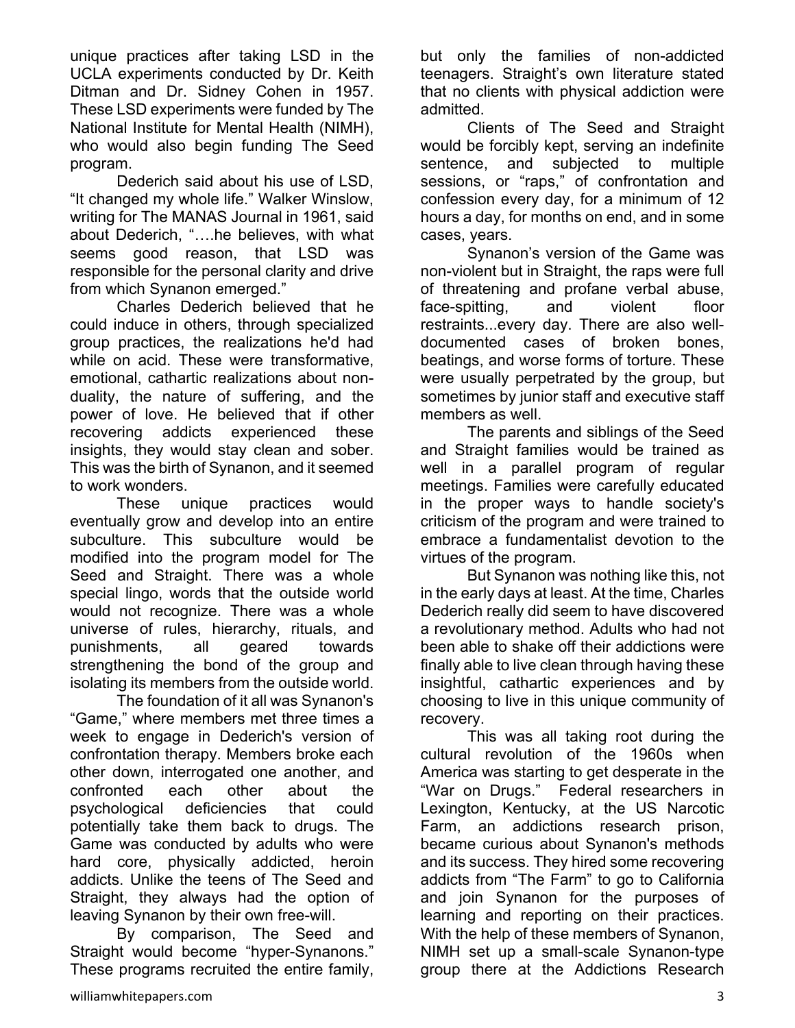unique practices after taking LSD in the UCLA experiments conducted by Dr. Keith Ditman and Dr. Sidney Cohen in 1957. These LSD experiments were funded by The National Institute for Mental Health (NIMH), who would also begin funding The Seed program.

Dederich said about his use of LSD, "It changed my whole life." Walker Winslow, writing for The MANAS Journal in 1961, said about Dederich, "….he believes, with what seems good reason, that LSD was responsible for the personal clarity and drive from which Synanon emerged."

Charles Dederich believed that he could induce in others, through specialized group practices, the realizations he'd had while on acid. These were transformative, emotional, cathartic realizations about non-duality, the nature of suffering, and the power of love. He believed that if other recovering addicts experienced these insights, they would stay clean and sober. This was the birth of Synanon, and it seemed to work wonders.

These unique practices would eventually grow and develop into an entire subculture. This subculture would be modified into the program model for The Seed and Straight. There was a whole special lingo, words that the outside world would not recognize. There was a whole universe of rules, hierarchy, rituals, and punishments, all geared towards strengthening the bond of the group and isolating its members from the outside world.

The foundation of it all was Synanon's "Game," where members met three times a week to engage in Dederich's version of confrontation therapy. Members broke each other down, interrogated one another, and confronted each other about the psychological deficiencies that could potentially take them back to drugs. The Game was conducted by adults who were hard core, physically addicted, heroin addicts. Unlike the teens of The Seed and Straight, they always had the option of leaving Synanon by their own free-will.

By comparison, The Seed and Straight would become "hyper-Synanons." These programs recruited the entire family, but only the families of non-addicted teenagers. Straight's own literature stated that no clients with physical addiction were admitted.

Clients of The Seed and Straight would be forcibly kept, serving an indefinite sentence, and subjected to multiple sessions, or "raps," of confrontation and confession every day, for a minimum of 12 hours a day, for months on end, and in some cases, years.

Synanon's version of the Game was non-violent but in Straight, the raps were full of threatening and profane verbal abuse, face-spitting, and violent floor restraints...every day. There are also well-documented cases of broken bones, beatings, and worse forms of torture. These were usually perpetrated by the group, but sometimes by junior staff and executive staff members as well.

The parents and siblings of the Seed and Straight families would be trained as well in a parallel program of regular meetings. Families were carefully educated in the proper ways to handle society's criticism of the program and were trained to embrace a fundamentalist devotion to the virtues of the program.

But Synanon was nothing like this, not in the early days at least. At the time, Charles Dederich really did seem to have discovered a revolutionary method. Adults who had not been able to shake off their addictions were finally able to live clean through having these insightful, cathartic experiences and by choosing to live in this unique community of recovery.

This was all taking root during the cultural revolution of the 1960s when America was starting to get desperate in the "War on Drugs." Federal researchers in Lexington, Kentucky, at the US Narcotic Farm, an addictions research prison, became curious about Synanon's methods and its success. They hired some recovering addicts from "The Farm" to go to California and join Synanon for the purposes of learning and reporting on their practices. With the help of these members of Synanon, NIMH set up a small-scale Synanon-type group there at the Addictions Research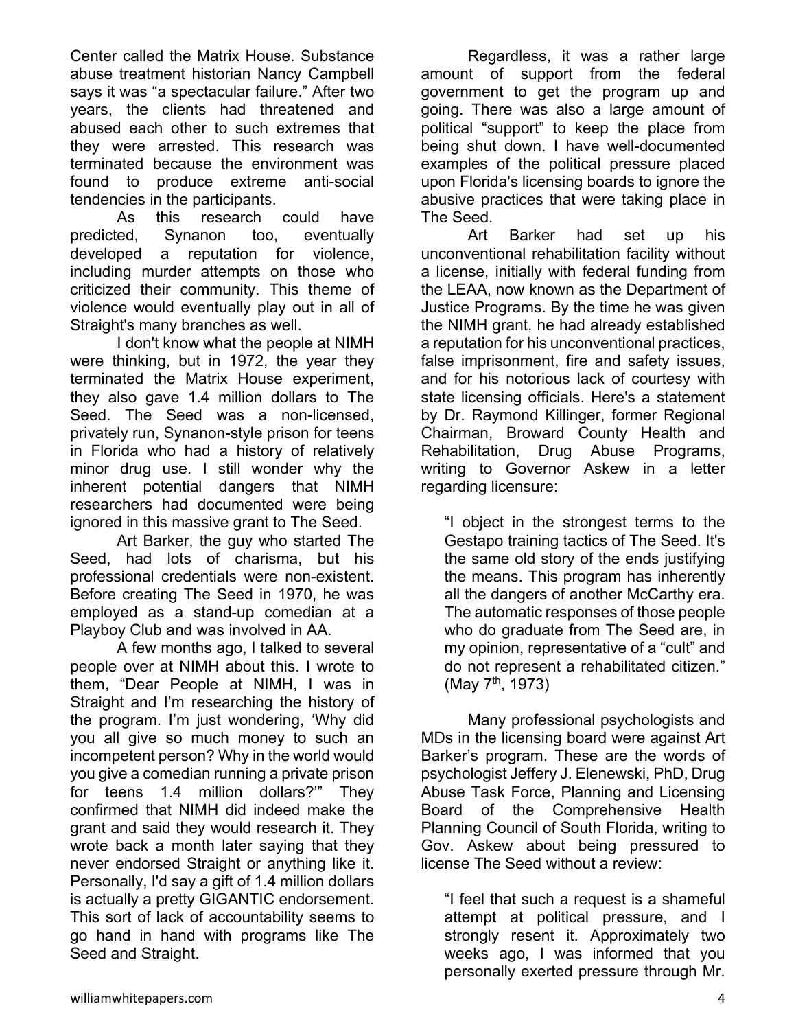Center called the Matrix House. Substance abuse treatment historian Nancy Campbell says it was "a spectacular failure." After two years, the clients had threatened and abused each other to such extremes that they were arrested. This research was terminated because the environment was found to produce extreme anti-social tendencies in the participants.

As this research could have predicted, Synanon too, eventually developed a reputation for violence, including murder attempts on those who criticized their community. This theme of violence would eventually play out in all of Straight's many branches as well.

I don't know what the people at NIMH were thinking, but in 1972, the year they terminated the Matrix House experiment, they also gave 1.4 million dollars to The Seed. The Seed was a non-licensed, privately run, Synanon-style prison for teens in Florida who had a history of relatively minor drug use. I still wonder why the inherent potential dangers that NIMH researchers had documented were being ignored in this massive grant to The Seed.

Art Barker, the guy who started The Seed, had lots of charisma, but his professional credentials were non-existent. Before creating The Seed in 1970, he was employed as a stand-up comedian at a Playboy Club and was involved in AA.

A few months ago, I talked to several people over at NIMH about this. I wrote to them, "Dear People at NIMH, I was in Straight and I'm researching the history of the program. I'm just wondering, 'Why did you all give so much money to such an incompetent person? Why in the world would you give a comedian running a private prison for teens 1.4 million dollars?'" They confirmed that NIMH did indeed make the grant and said they would research it. They wrote back a month later saying that they never endorsed Straight or anything like it. Personally, I'd say a gift of 1.4 million dollars is actually a pretty GIGANTIC endorsement. This sort of lack of accountability seems to go hand in hand with programs like The Seed and Straight.

Regardless, it was a rather large amount of support from the federal government to get the program up and going. There was also a large amount of political "support" to keep the place from being shut down. I have well-documented examples of the political pressure placed upon Florida's licensing boards to ignore the abusive practices that were taking place in The Seed.

Art Barker had set up his unconventional rehabilitation facility without a license, initially with federal funding from the LEAA, now known as the Department of Justice Programs. By the time he was given the NIMH grant, he had already established a reputation for his unconventional practices, false imprisonment, fire and safety issues, and for his notorious lack of courtesy with state licensing officials. Here's a statement by Dr. Raymond Killinger, former Regional Chairman, Broward County Health and Rehabilitation, Drug Abuse Programs, writing to Governor Askew in a letter regarding licensure:

> "I object in the strongest terms to the Gestapo training tactics of The Seed. It's the same old story of the ends justifying the means. This program has inherently all the dangers of another McCarthy era. The automatic responses of those people who do graduate from The Seed are, in my opinion, representative of a "cult" and do not represent a rehabilitated citizen." (May 7th, 1973)

Many professional psychologists and MDs in the licensing board were against Art Barker's program. These are the words of psychologist Jeffery J. Elenewski, PhD, Drug Abuse Task Force, Planning and Licensing Board of the Comprehensive Health Planning Council of South Florida, writing to Gov. Askew about being pressured to license The Seed without a review:

> "I feel that such a request is a shameful attempt at political pressure, and I strongly resent it. Approximately two weeks ago, I was informed that you personally exerted pressure through Mr.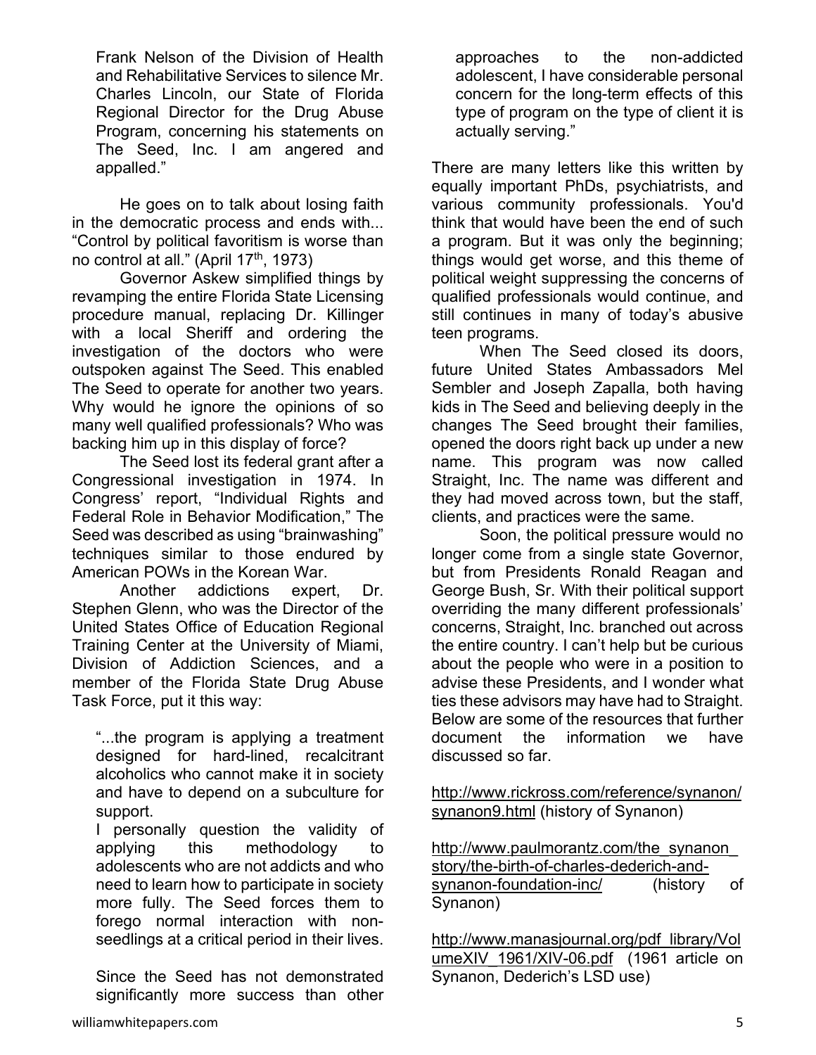Frank Nelson of the Division of Health and Rehabilitative Services to silence Mr. Charles Lincoln, our State of Florida Regional Director for the Drug Abuse Program, concerning his statements on The Seed, Inc. I am angered and appalled."

He goes on to talk about losing faith in the democratic process and ends with... "Control by political favoritism is worse than no control at all." (April 17th, 1973)

Governor Askew simplified things by revamping the entire Florida State Licensing procedure manual, replacing Dr. Killinger with a local Sheriff and ordering the investigation of the doctors who were outspoken against The Seed. This enabled The Seed to operate for another two years. Why would he ignore the opinions of so many well qualified professionals? Who was backing him up in this display of force?

The Seed lost its federal grant after a Congressional investigation in 1974. In Congress' report, "Individual Rights and Federal Role in Behavior Modification," The Seed was described as using "brainwashing" techniques similar to those endured by American POWs in the Korean War.

Another addictions expert, Dr. Stephen Glenn, who was the Director of the United States Office of Education Regional Training Center at the University of Miami, Division of Addiction Sciences, and a member of the Florida State Drug Abuse Task Force, put it this way:

> "...the program is applying a treatment designed for hard-lined, recalcitrant alcoholics who cannot make it in society and have to depend on a subculture for support.
> I personally question the validity of applying this methodology to adolescents who are not addicts and who need to learn how to participate in society more fully. The Seed forces them to forego normal interaction with non-seedlings at a critical period in their lives.
>
> Since the Seed has not demonstrated significantly more success than other approaches to the non-addicted adolescent, I have considerable personal concern for the long-term effects of this type of program on the type of client it is actually serving."

There are many letters like this written by equally important PhDs, psychiatrists, and various community professionals. You'd think that would have been the end of such a program. But it was only the beginning; things would get worse, and this theme of political weight suppressing the concerns of qualified professionals would continue, and still continues in many of today's abusive teen programs.

When The Seed closed its doors, future United States Ambassadors Mel Sembler and Joseph Zapalla, both having kids in The Seed and believing deeply in the changes The Seed brought their families, opened the doors right back up under a new name. This program was now called Straight, Inc. The name was different and they had moved across town, but the staff, clients, and practices were the same.

Soon, the political pressure would no longer come from a single state Governor, but from Presidents Ronald Reagan and George Bush, Sr. With their political support overriding the many different professionals' concerns, Straight, Inc. branched out across the entire country. I can't help but be curious about the people who were in a position to advise these Presidents, and I wonder what ties these advisors may have had to Straight. Below are some of the resources that further document the information we have discussed so far.

http://www.rickross.com/reference/synanon/synanon9.html (history of Synanon)

http://www.paulmorantz.com/the_synanon_story/the-birth-of-charles-dederich-and-synanon-foundation-inc/ (history of Synanon)

http://www.manasjournal.org/pdf_library/VolumeXIV_1961/XIV-06.pdf (1961 article on Synanon, Dederich's LSD use)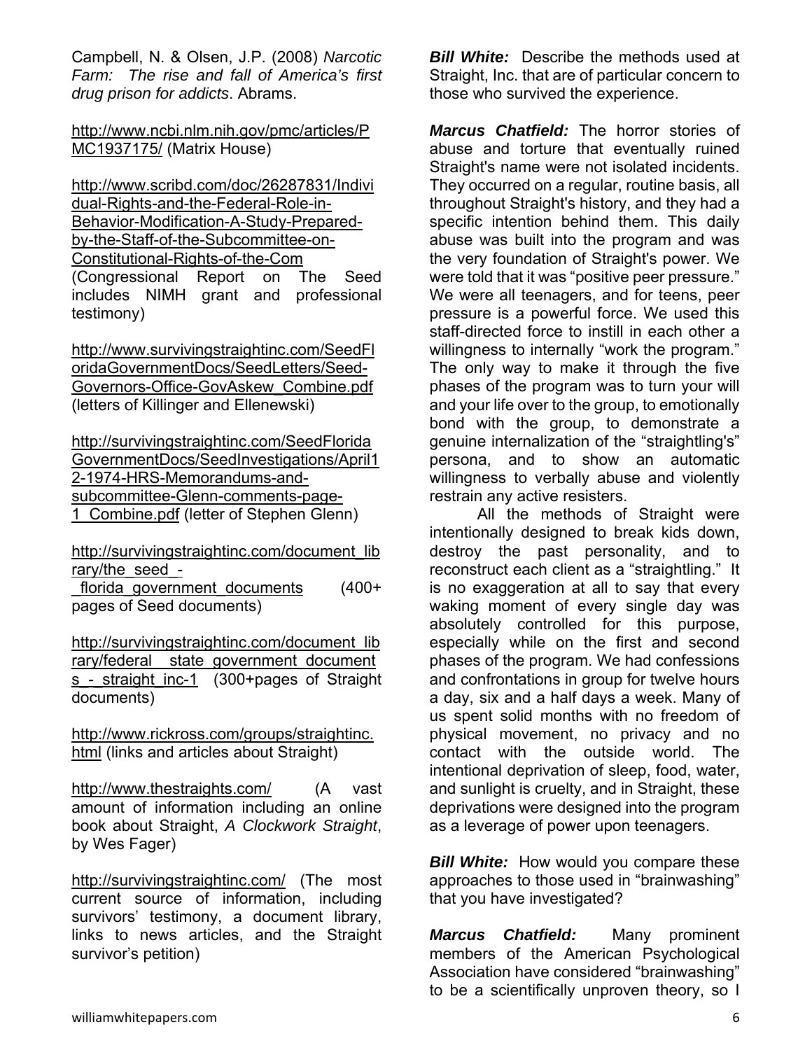Campbell, N. & Olsen, J.P. (2008) *Narcotic Farm: The rise and fall of America's first drug prison for addicts*. Abrams.

http://www.ncbi.nlm.nih.gov/pmc/articles/PMC1937175/ (Matrix House)

http://www.scribd.com/doc/26287831/Individual-Rights-and-the-Federal-Role-in-Behavior-Modification-A-Study-Prepared-by-the-Staff-of-the-Subcommittee-on-Constitutional-Rights-of-the-Com (Congressional Report on The Seed includes NIMH grant and professional testimony)

http://www.survivingstraightinc.com/SeedFloridaGovernmentDocs/SeedLetters/Seed-Governors-Office-GovAskew_Combine.pdf (letters of Killinger and Ellenewski)

http://survivingstraightinc.com/SeedFloridaGovernmentDocs/SeedInvestigations/April12-1974-HRS-Memorandums-and-subcommittee-Glenn-comments-page-1_Combine.pdf (letter of Stephen Glenn)

http://survivingstraightinc.com/document_library/the_seed_-_florida_government_documents (400+ pages of Seed documents)

http://survivingstraightinc.com/document_library/federal__state_government_documents_-_straight_inc-1 (300+pages of Straight documents)

http://www.rickross.com/groups/straightinc.html (links and articles about Straight)

http://www.thestraights.com/ (A vast amount of information including an online book about Straight, *A Clockwork Straight*, by Wes Fager)

http://survivingstraightinc.com/ (The most current source of information, including survivors' testimony, a document library, links to news articles, and the Straight survivor's petition)

***Bill White:*** Describe the methods used at Straight, Inc. that are of particular concern to those who survived the experience.

***Marcus Chatfield:*** The horror stories of abuse and torture that eventually ruined Straight's name were not isolated incidents. They occurred on a regular, routine basis, all throughout Straight's history, and they had a specific intention behind them. This daily abuse was built into the program and was the very foundation of Straight's power. We were told that it was "positive peer pressure." We were all teenagers, and for teens, peer pressure is a powerful force. We used this staff-directed force to instill in each other a willingness to internally "work the program." The only way to make it through the five phases of the program was to turn your will and your life over to the group, to emotionally bond with the group, to demonstrate a genuine internalization of the "straightling's" persona, and to show an automatic willingness to verbally abuse and violently restrain any active resisters.

All the methods of Straight were intentionally designed to break kids down, destroy the past personality, and to reconstruct each client as a "straightling." It is no exaggeration at all to say that every waking moment of every single day was absolutely controlled for this purpose, especially while on the first and second phases of the program. We had confessions and confrontations in group for twelve hours a day, six and a half days a week. Many of us spent solid months with no freedom of physical movement, no privacy and no contact with the outside world. The intentional deprivation of sleep, food, water, and sunlight is cruelty, and in Straight, these deprivations were designed into the program as a leverage of power upon teenagers.

***Bill White:*** How would you compare these approaches to those used in "brainwashing" that you have investigated?

***Marcus Chatfield:*** Many prominent members of the American Psychological Association have considered "brainwashing" to be a scientifically unproven theory, so I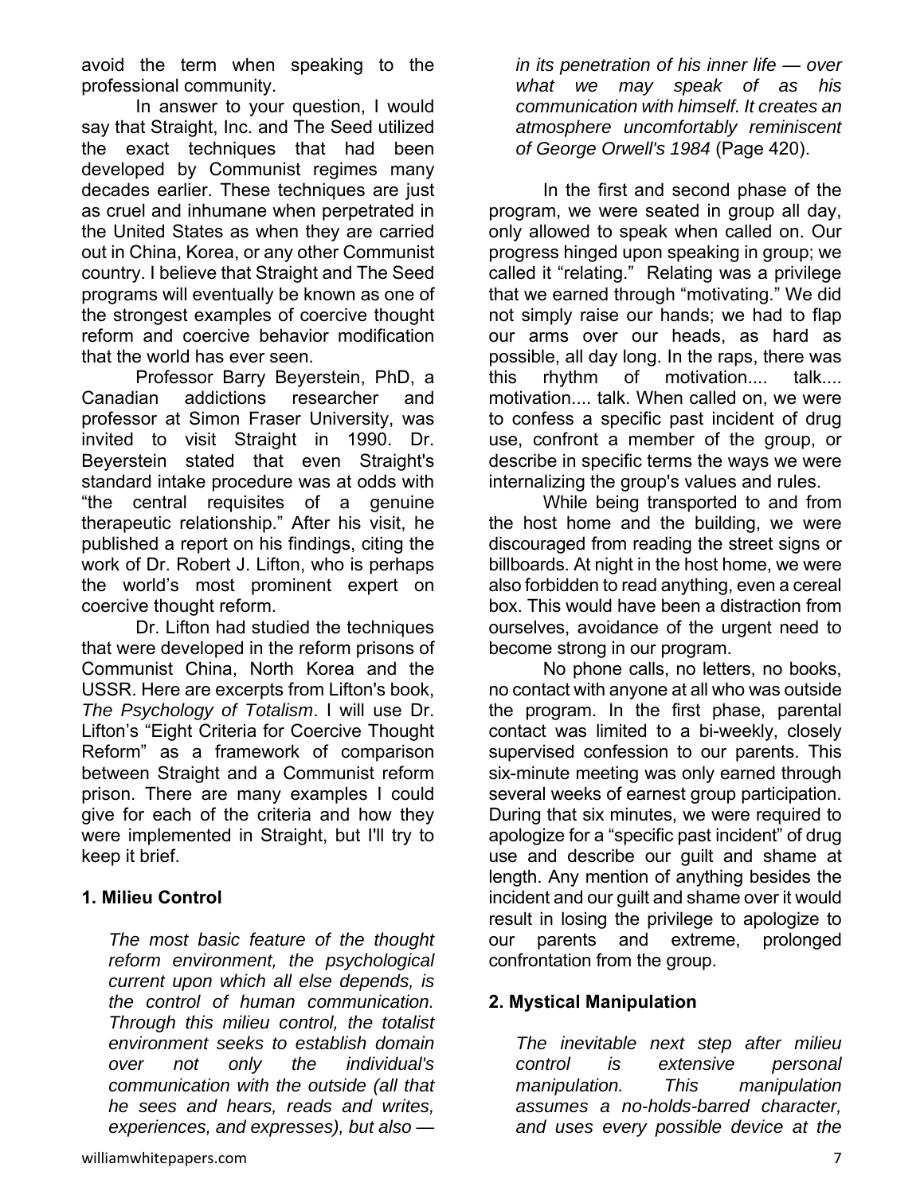avoid the term when speaking to the professional community.

In answer to your question, I would say that Straight, Inc. and The Seed utilized the exact techniques that had been developed by Communist regimes many decades earlier. These techniques are just as cruel and inhumane when perpetrated in the United States as when they are carried out in China, Korea, or any other Communist country. I believe that Straight and The Seed programs will eventually be known as one of the strongest examples of coercive thought reform and coercive behavior modification that the world has ever seen.

Professor Barry Beyerstein, PhD, a Canadian addictions researcher and professor at Simon Fraser University, was invited to visit Straight in 1990. Dr. Beyerstein stated that even Straight's standard intake procedure was at odds with "the central requisites of a genuine therapeutic relationship." After his visit, he published a report on his findings, citing the work of Dr. Robert J. Lifton, who is perhaps the world's most prominent expert on coercive thought reform.

Dr. Lifton had studied the techniques that were developed in the reform prisons of Communist China, North Korea and the USSR. Here are excerpts from Lifton's book, *The Psychology of Totalism*. I will use Dr. Lifton's "Eight Criteria for Coercive Thought Reform" as a framework of comparison between Straight and a Communist reform prison. There are many examples I could give for each of the criteria and how they were implemented in Straight, but I'll try to keep it brief.

**1. Milieu Control**

> *The most basic feature of the thought reform environment, the psychological current upon which all else depends, is the control of human communication. Through this milieu control, the totalist environment seeks to establish domain over not only the individual's communication with the outside (all that he sees and hears, reads and writes, experiences, and expresses), but also — in its penetration of his inner life — over what we may speak of as his communication with himself. It creates an atmosphere uncomfortably reminiscent of George Orwell's 1984* (Page 420).

In the first and second phase of the program, we were seated in group all day, only allowed to speak when called on. Our progress hinged upon speaking in group; we called it "relating." Relating was a privilege that we earned through "motivating." We did not simply raise our hands; we had to flap our arms over our heads, as hard as possible, all day long. In the raps, there was this rhythm of motivation.... talk.... motivation.... talk. When called on, we were to confess a specific past incident of drug use, confront a member of the group, or describe in specific terms the ways we were internalizing the group's values and rules.

While being transported to and from the host home and the building, we were discouraged from reading the street signs or billboards. At night in the host home, we were also forbidden to read anything, even a cereal box. This would have been a distraction from ourselves, avoidance of the urgent need to become strong in our program.

No phone calls, no letters, no books, no contact with anyone at all who was outside the program. In the first phase, parental contact was limited to a bi-weekly, closely supervised confession to our parents. This six-minute meeting was only earned through several weeks of earnest group participation. During that six minutes, we were required to apologize for a "specific past incident" of drug use and describe our guilt and shame at length. Any mention of anything besides the incident and our guilt and shame over it would result in losing the privilege to apologize to our parents and extreme, prolonged confrontation from the group.

**2. Mystical Manipulation**

> *The inevitable next step after milieu control is extensive personal manipulation. This manipulation assumes a no-holds-barred character, and uses every possible device at the*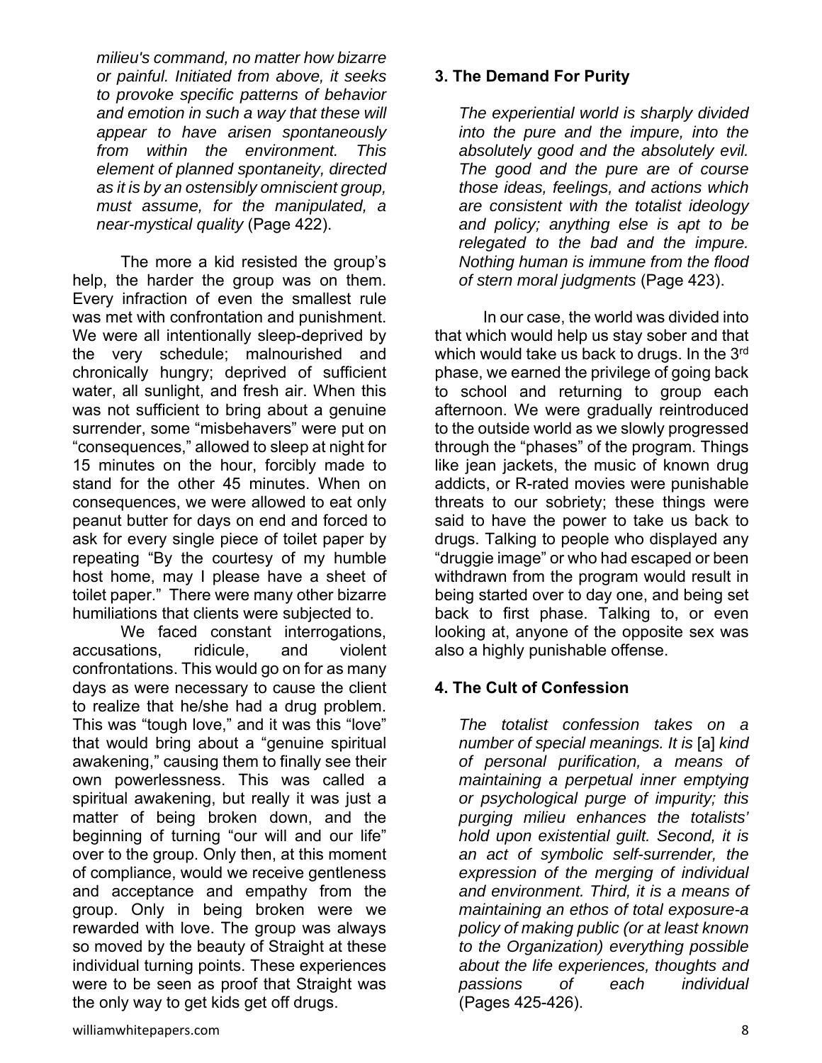*milieu's command, no matter how bizarre or painful. Initiated from above, it seeks to provoke specific patterns of behavior and emotion in such a way that these will appear to have arisen spontaneously from within the environment. This element of planned spontaneity, directed as it is by an ostensibly omniscient group, must assume, for the manipulated, a near-mystical quality* (Page 422).

The more a kid resisted the group's help, the harder the group was on them. Every infraction of even the smallest rule was met with confrontation and punishment. We were all intentionally sleep-deprived by the very schedule; malnourished and chronically hungry; deprived of sufficient water, all sunlight, and fresh air. When this was not sufficient to bring about a genuine surrender, some "misbehavers" were put on "consequences," allowed to sleep at night for 15 minutes on the hour, forcibly made to stand for the other 45 minutes. When on consequences, we were allowed to eat only peanut butter for days on end and forced to ask for every single piece of toilet paper by repeating "By the courtesy of my humble host home, may I please have a sheet of toilet paper." There were many other bizarre humiliations that clients were subjected to.

We faced constant interrogations, accusations, ridicule, and violent confrontations. This would go on for as many days as were necessary to cause the client to realize that he/she had a drug problem. This was "tough love," and it was this "love" that would bring about a "genuine spiritual awakening," causing them to finally see their own powerlessness. This was called a spiritual awakening, but really it was just a matter of being broken down, and the beginning of turning "our will and our life" over to the group. Only then, at this moment of compliance, would we receive gentleness and acceptance and empathy from the group. Only in being broken were we rewarded with love. The group was always so moved by the beauty of Straight at these individual turning points. These experiences were to be seen as proof that Straight was the only way to get kids get off drugs.

### 3. The Demand For Purity

*The experiential world is sharply divided into the pure and the impure, into the absolutely good and the absolutely evil. The good and the pure are of course those ideas, feelings, and actions which are consistent with the totalist ideology and policy; anything else is apt to be relegated to the bad and the impure. Nothing human is immune from the flood of stern moral judgments* (Page 423).

In our case, the world was divided into that which would help us stay sober and that which would take us back to drugs. In the 3rd phase, we earned the privilege of going back to school and returning to group each afternoon. We were gradually reintroduced to the outside world as we slowly progressed through the "phases" of the program. Things like jean jackets, the music of known drug addicts, or R-rated movies were punishable threats to our sobriety; these things were said to have the power to take us back to drugs. Talking to people who displayed any "druggie image" or who had escaped or been withdrawn from the program would result in being started over to day one, and being set back to first phase. Talking to, or even looking at, anyone of the opposite sex was also a highly punishable offense.

### 4. The Cult of Confession

*The totalist confession takes on a number of special meanings. It is* [a] *kind of personal purification, a means of maintaining a perpetual inner emptying or psychological purge of impurity; this purging milieu enhances the totalists' hold upon existential guilt. Second, it is an act of symbolic self-surrender, the expression of the merging of individual and environment. Third, it is a means of maintaining an ethos of total exposure-a policy of making public (or at least known to the Organization) everything possible about the life experiences, thoughts and passions of each individual* (Pages 425-426).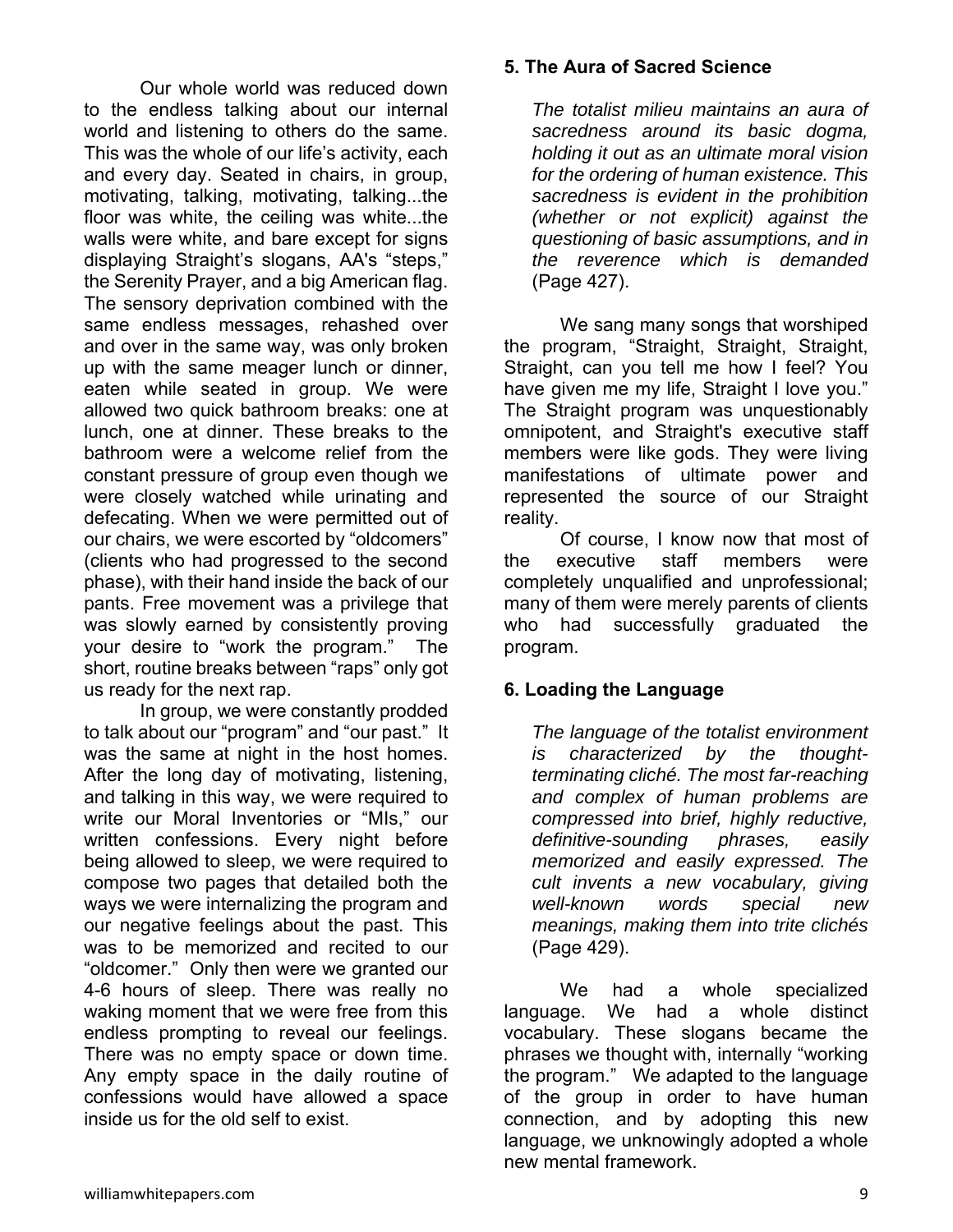Our whole world was reduced down to the endless talking about our internal world and listening to others do the same. This was the whole of our life's activity, each and every day. Seated in chairs, in group, motivating, talking, motivating, talking...the floor was white, the ceiling was white...the walls were white, and bare except for signs displaying Straight's slogans, AA's "steps," the Serenity Prayer, and a big American flag. The sensory deprivation combined with the same endless messages, rehashed over and over in the same way, was only broken up with the same meager lunch or dinner, eaten while seated in group. We were allowed two quick bathroom breaks: one at lunch, one at dinner. These breaks to the bathroom were a welcome relief from the constant pressure of group even though we were closely watched while urinating and defecating. When we were permitted out of our chairs, we were escorted by "oldcomers" (clients who had progressed to the second phase), with their hand inside the back of our pants. Free movement was a privilege that was slowly earned by consistently proving your desire to "work the program." The short, routine breaks between "raps" only got us ready for the next rap.

In group, we were constantly prodded to talk about our "program" and "our past." It was the same at night in the host homes. After the long day of motivating, listening, and talking in this way, we were required to write our Moral Inventories or "MIs," our written confessions. Every night before being allowed to sleep, we were required to compose two pages that detailed both the ways we were internalizing the program and our negative feelings about the past. This was to be memorized and recited to our "oldcomer." Only then were we granted our 4-6 hours of sleep. There was really no waking moment that we were free from this endless prompting to reveal our feelings. There was no empty space or down time. Any empty space in the daily routine of confessions would have allowed a space inside us for the old self to exist.

### 5. The Aura of Sacred Science

*The totalist milieu maintains an aura of sacredness around its basic dogma, holding it out as an ultimate moral vision for the ordering of human existence. This sacredness is evident in the prohibition (whether or not explicit) against the questioning of basic assumptions, and in the reverence which is demanded* (Page 427).

We sang many songs that worshiped the program, "Straight, Straight, Straight, Straight, can you tell me how I feel? You have given me my life, Straight I love you." The Straight program was unquestionably omnipotent, and Straight's executive staff members were like gods. They were living manifestations of ultimate power and represented the source of our Straight reality.

Of course, I know now that most of the executive staff members were completely unqualified and unprofessional; many of them were merely parents of clients who had successfully graduated the program.

### 6. Loading the Language

*The language of the totalist environment is characterized by the thought-terminating cliché. The most far-reaching and complex of human problems are compressed into brief, highly reductive, definitive-sounding phrases, easily memorized and easily expressed. The cult invents a new vocabulary, giving well-known words special new meanings, making them into trite clichés* (Page 429).

We had a whole specialized language. We had a whole distinct vocabulary. These slogans became the phrases we thought with, internally "working the program." We adapted to the language of the group in order to have human connection, and by adopting this new language, we unknowingly adopted a whole new mental framework.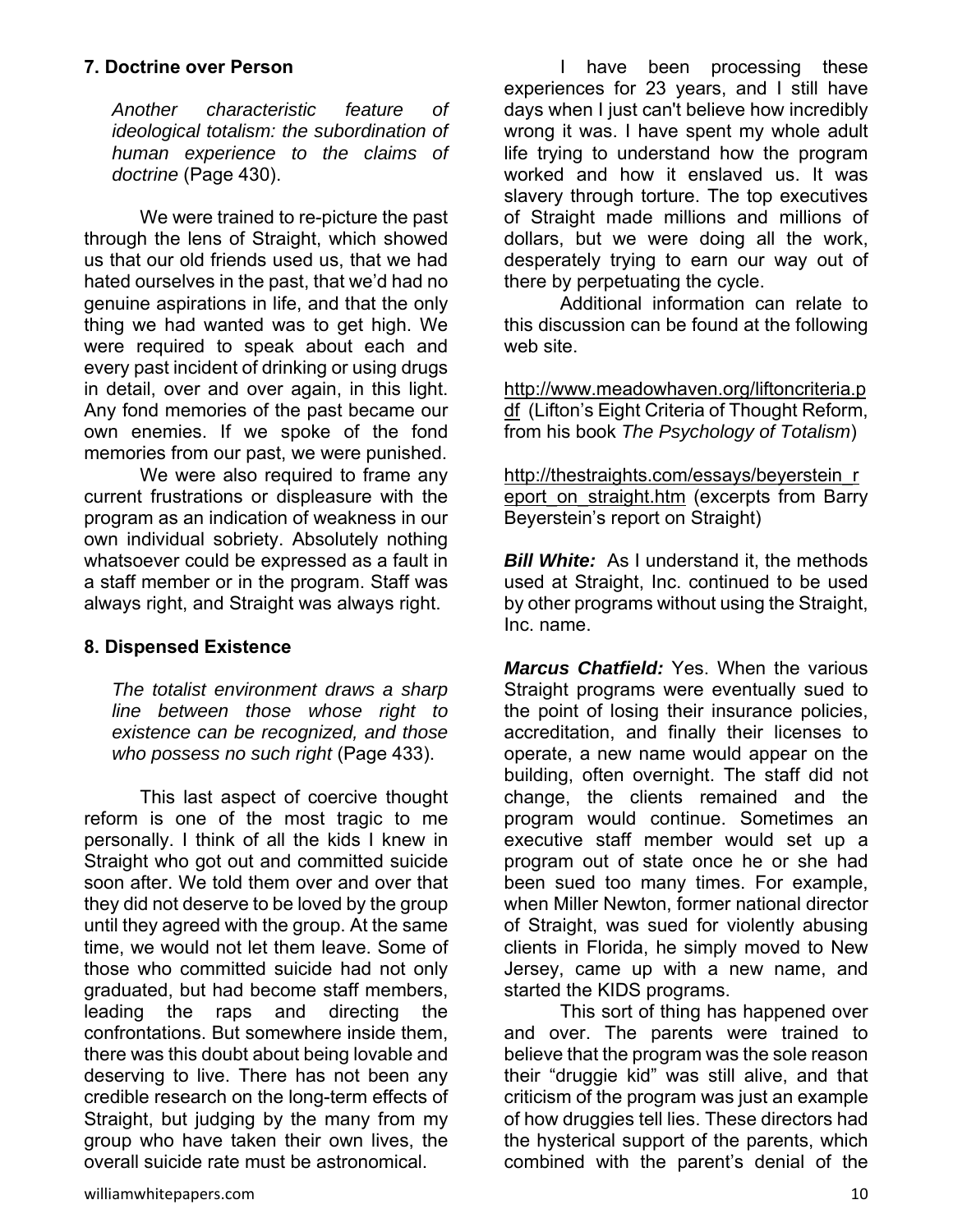### 7. Doctrine over Person

*Another characteristic feature of ideological totalism: the subordination of human experience to the claims of doctrine* (Page 430).

We were trained to re-picture the past through the lens of Straight, which showed us that our old friends used us, that we had hated ourselves in the past, that we'd had no genuine aspirations in life, and that the only thing we had wanted was to get high. We were required to speak about each and every past incident of drinking or using drugs in detail, over and over again, in this light. Any fond memories of the past became our own enemies. If we spoke of the fond memories from our past, we were punished.

We were also required to frame any current frustrations or displeasure with the program as an indication of weakness in our own individual sobriety. Absolutely nothing whatsoever could be expressed as a fault in a staff member or in the program. Staff was always right, and Straight was always right.

### 8. Dispensed Existence

*The totalist environment draws a sharp line between those whose right to existence can be recognized, and those who possess no such right* (Page 433).

This last aspect of coercive thought reform is one of the most tragic to me personally. I think of all the kids I knew in Straight who got out and committed suicide soon after. We told them over and over that they did not deserve to be loved by the group until they agreed with the group. At the same time, we would not let them leave. Some of those who committed suicide had not only graduated, but had become staff members, leading the raps and directing the confrontations. But somewhere inside them, there was this doubt about being lovable and deserving to live. There has not been any credible research on the long-term effects of Straight, but judging by the many from my group who have taken their own lives, the overall suicide rate must be astronomical.

I have been processing these experiences for 23 years, and I still have days when I just can't believe how incredibly wrong it was. I have spent my whole adult life trying to understand how the program worked and how it enslaved us. It was slavery through torture. The top executives of Straight made millions and millions of dollars, but we were doing all the work, desperately trying to earn our way out of there by perpetuating the cycle.

Additional information can relate to this discussion can be found at the following web site.

http://www.meadowhaven.org/liftoncriteria.pdf (Lifton's Eight Criteria of Thought Reform, from his book *The Psychology of Totalism*)

http://thestraights.com/essays/beyerstein_report_on_straight.htm (excerpts from Barry Beyerstein's report on Straight)

***Bill White:*** As I understand it, the methods used at Straight, Inc. continued to be used by other programs without using the Straight, Inc. name.

***Marcus Chatfield:*** Yes. When the various Straight programs were eventually sued to the point of losing their insurance policies, accreditation, and finally their licenses to operate, a new name would appear on the building, often overnight. The staff did not change, the clients remained and the program would continue. Sometimes an executive staff member would set up a program out of state once he or she had been sued too many times. For example, when Miller Newton, former national director of Straight, was sued for violently abusing clients in Florida, he simply moved to New Jersey, came up with a new name, and started the KIDS programs.

This sort of thing has happened over and over. The parents were trained to believe that the program was the sole reason their "druggie kid" was still alive, and that criticism of the program was just an example of how druggies tell lies. These directors had the hysterical support of the parents, which combined with the parent's denial of the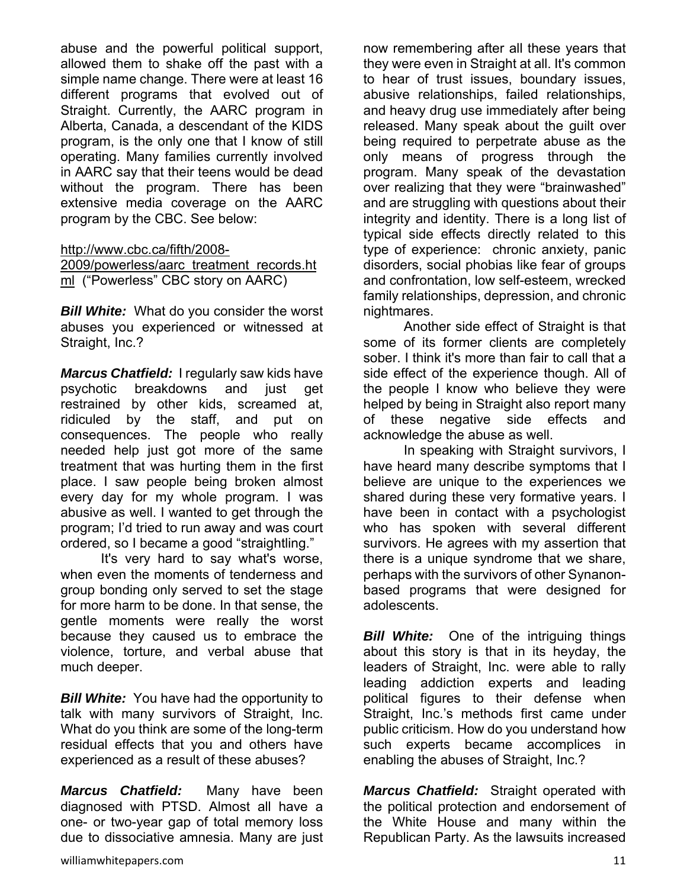abuse and the powerful political support, allowed them to shake off the past with a simple name change. There were at least 16 different programs that evolved out of Straight. Currently, the AARC program in Alberta, Canada, a descendant of the KIDS program, is the only one that I know of still operating. Many families currently involved in AARC say that their teens would be dead without the program. There has been extensive media coverage on the AARC program by the CBC. See below:

http://www.cbc.ca/fifth/2008-2009/powerless/aarc_treatment_records.html ("Powerless" CBC story on AARC)

***Bill White:*** What do you consider the worst abuses you experienced or witnessed at Straight, Inc.?

***Marcus Chatfield:*** I regularly saw kids have psychotic breakdowns and just get restrained by other kids, screamed at, ridiculed by the staff, and put on consequences. The people who really needed help just got more of the same treatment that was hurting them in the first place. I saw people being broken almost every day for my whole program. I was abusive as well. I wanted to get through the program; I'd tried to run away and was court ordered, so I became a good "straightling."

It's very hard to say what's worse, when even the moments of tenderness and group bonding only served to set the stage for more harm to be done. In that sense, the gentle moments were really the worst because they caused us to embrace the violence, torture, and verbal abuse that much deeper.

***Bill White:*** You have had the opportunity to talk with many survivors of Straight, Inc. What do you think are some of the long-term residual effects that you and others have experienced as a result of these abuses?

***Marcus Chatfield:*** Many have been diagnosed with PTSD. Almost all have a one- or two-year gap of total memory loss due to dissociative amnesia. Many are just now remembering after all these years that they were even in Straight at all. It's common to hear of trust issues, boundary issues, abusive relationships, failed relationships, and heavy drug use immediately after being released. Many speak about the guilt over being required to perpetrate abuse as the only means of progress through the program. Many speak of the devastation over realizing that they were "brainwashed" and are struggling with questions about their integrity and identity. There is a long list of typical side effects directly related to this type of experience: chronic anxiety, panic disorders, social phobias like fear of groups and confrontation, low self-esteem, wrecked family relationships, depression, and chronic nightmares.

Another side effect of Straight is that some of its former clients are completely sober. I think it's more than fair to call that a side effect of the experience though. All of the people I know who believe they were helped by being in Straight also report many of these negative side effects and acknowledge the abuse as well.

In speaking with Straight survivors, I have heard many describe symptoms that I believe are unique to the experiences we shared during these very formative years. I have been in contact with a psychologist who has spoken with several different survivors. He agrees with my assertion that there is a unique syndrome that we share, perhaps with the survivors of other Synanon-based programs that were designed for adolescents.

***Bill White:*** One of the intriguing things about this story is that in its heyday, the leaders of Straight, Inc. were able to rally leading addiction experts and leading political figures to their defense when Straight, Inc.'s methods first came under public criticism. How do you understand how such experts became accomplices in enabling the abuses of Straight, Inc.?

***Marcus Chatfield:*** Straight operated with the political protection and endorsement of the White House and many within the Republican Party. As the lawsuits increased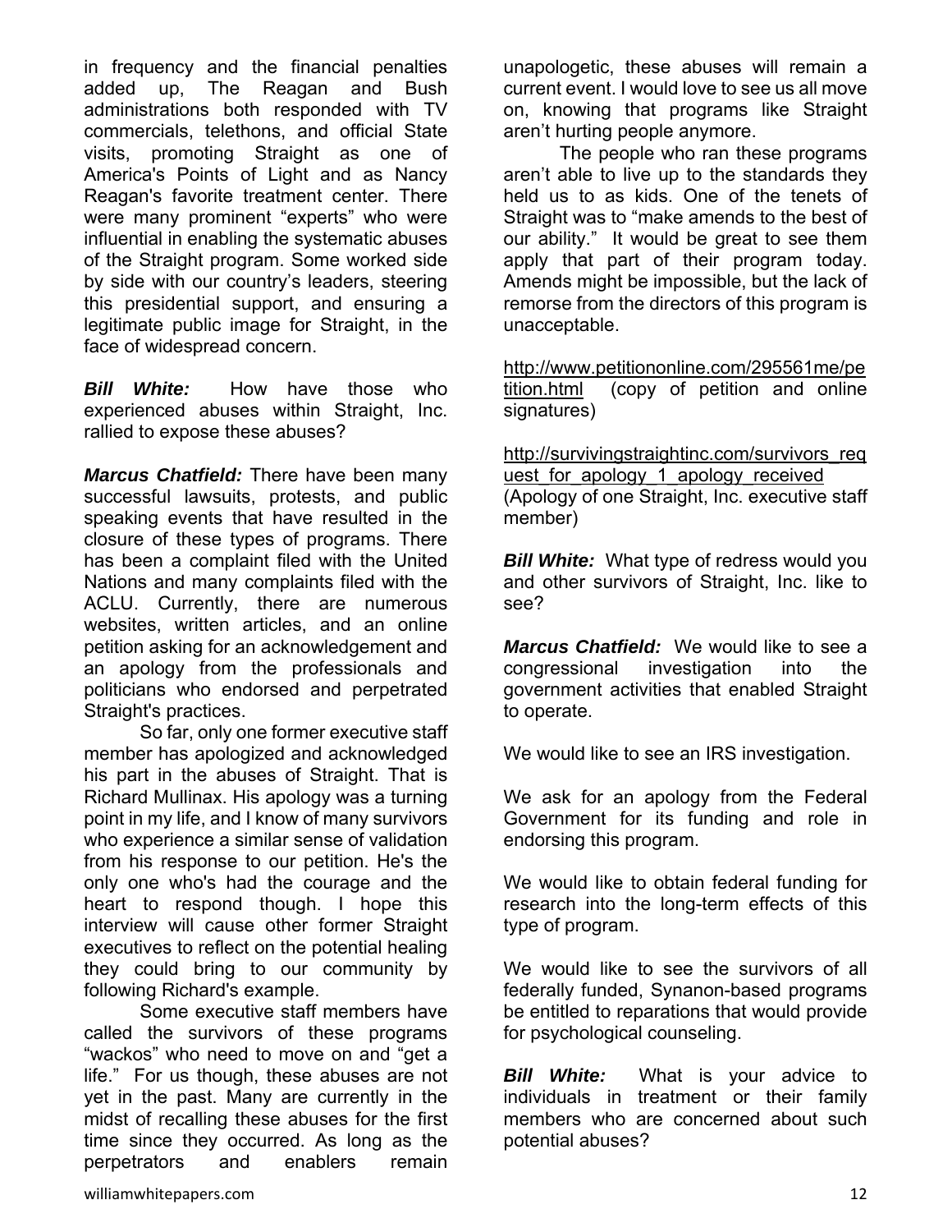in frequency and the financial penalties added up, The Reagan and Bush administrations both responded with TV commercials, telethons, and official State visits, promoting Straight as one of America's Points of Light and as Nancy Reagan's favorite treatment center. There were many prominent "experts" who were influential in enabling the systematic abuses of the Straight program. Some worked side by side with our country's leaders, steering this presidential support, and ensuring a legitimate public image for Straight, in the face of widespread concern.

***Bill White:*** How have those who experienced abuses within Straight, Inc. rallied to expose these abuses?

***Marcus Chatfield:*** There have been many successful lawsuits, protests, and public speaking events that have resulted in the closure of these types of programs. There has been a complaint filed with the United Nations and many complaints filed with the ACLU. Currently, there are numerous websites, written articles, and an online petition asking for an acknowledgement and an apology from the professionals and politicians who endorsed and perpetrated Straight's practices.

So far, only one former executive staff member has apologized and acknowledged his part in the abuses of Straight. That is Richard Mullinax. His apology was a turning point in my life, and I know of many survivors who experience a similar sense of validation from his response to our petition. He's the only one who's had the courage and the heart to respond though. I hope this interview will cause other former Straight executives to reflect on the potential healing they could bring to our community by following Richard's example.

Some executive staff members have called the survivors of these programs "wackos" who need to move on and "get a life." For us though, these abuses are not yet in the past. Many are currently in the midst of recalling these abuses for the first time since they occurred. As long as the perpetrators and enablers remain unapologetic, these abuses will remain a current event. I would love to see us all move on, knowing that programs like Straight aren't hurting people anymore.

The people who ran these programs aren't able to live up to the standards they held us to as kids. One of the tenets of Straight was to "make amends to the best of our ability." It would be great to see them apply that part of their program today. Amends might be impossible, but the lack of remorse from the directors of this program is unacceptable.

http://www.petitiononline.com/295561me/petition.html (copy of petition and online signatures)

http://survivingstraightinc.com/survivors_request_for_apology_1_apology_received (Apology of one Straight, Inc. executive staff member)

***Bill White:*** What type of redress would you and other survivors of Straight, Inc. like to see?

***Marcus Chatfield:*** We would like to see a congressional investigation into the government activities that enabled Straight to operate.

We would like to see an IRS investigation.

We ask for an apology from the Federal Government for its funding and role in endorsing this program.

We would like to obtain federal funding for research into the long-term effects of this type of program.

We would like to see the survivors of all federally funded, Synanon-based programs be entitled to reparations that would provide for psychological counseling.

***Bill White:*** What is your advice to individuals in treatment or their family members who are concerned about such potential abuses?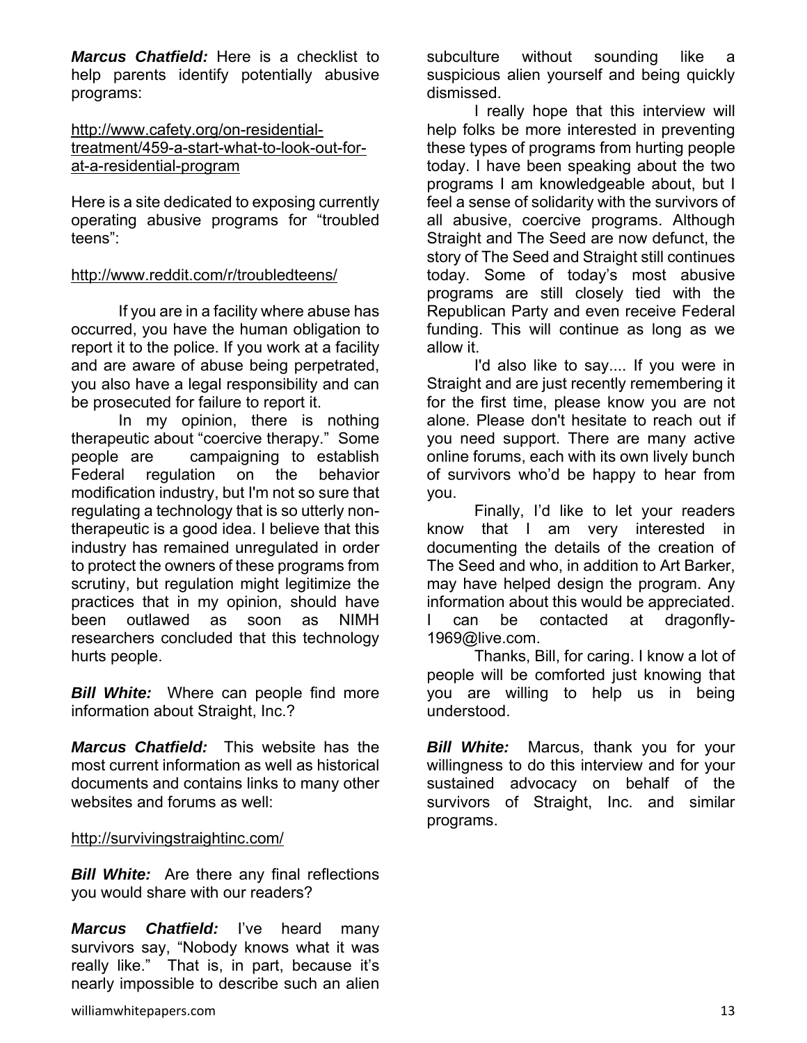***Marcus Chatfield:*** Here is a checklist to help parents identify potentially abusive programs:

http://www.cafety.org/on-residential-treatment/459-a-start-what-to-look-out-for-at-a-residential-program

Here is a site dedicated to exposing currently operating abusive programs for "troubled teens":

http://www.reddit.com/r/troubledteens/

If you are in a facility where abuse has occurred, you have the human obligation to report it to the police. If you work at a facility and are aware of abuse being perpetrated, you also have a legal responsibility and can be prosecuted for failure to report it.

In my opinion, there is nothing therapeutic about "coercive therapy." Some people are campaigning to establish Federal regulation on the behavior modification industry, but I'm not so sure that regulating a technology that is so utterly non-therapeutic is a good idea. I believe that this industry has remained unregulated in order to protect the owners of these programs from scrutiny, but regulation might legitimize the practices that in my opinion, should have been outlawed as soon as NIMH researchers concluded that this technology hurts people.

***Bill White:*** Where can people find more information about Straight, Inc.?

***Marcus Chatfield:*** This website has the most current information as well as historical documents and contains links to many other websites and forums as well:

http://survivingstraightinc.com/

***Bill White:*** Are there any final reflections you would share with our readers?

***Marcus Chatfield:*** I've heard many survivors say, "Nobody knows what it was really like." That is, in part, because it's nearly impossible to describe such an alien subculture without sounding like a suspicious alien yourself and being quickly dismissed.

I really hope that this interview will help folks be more interested in preventing these types of programs from hurting people today. I have been speaking about the two programs I am knowledgeable about, but I feel a sense of solidarity with the survivors of all abusive, coercive programs. Although Straight and The Seed are now defunct, the story of The Seed and Straight still continues today. Some of today's most abusive programs are still closely tied with the Republican Party and even receive Federal funding. This will continue as long as we allow it.

I'd also like to say.... If you were in Straight and are just recently remembering it for the first time, please know you are not alone. Please don't hesitate to reach out if you need support. There are many active online forums, each with its own lively bunch of survivors who'd be happy to hear from you.

Finally, I'd like to let your readers know that I am very interested in documenting the details of the creation of The Seed and who, in addition to Art Barker, may have helped design the program. Any information about this would be appreciated. I can be contacted at dragonfly-1969@live.com.

Thanks, Bill, for caring. I know a lot of people will be comforted just knowing that you are willing to help us in being understood.

***Bill White:*** Marcus, thank you for your willingness to do this interview and for your sustained advocacy on behalf of the survivors of Straight, Inc. and similar programs.